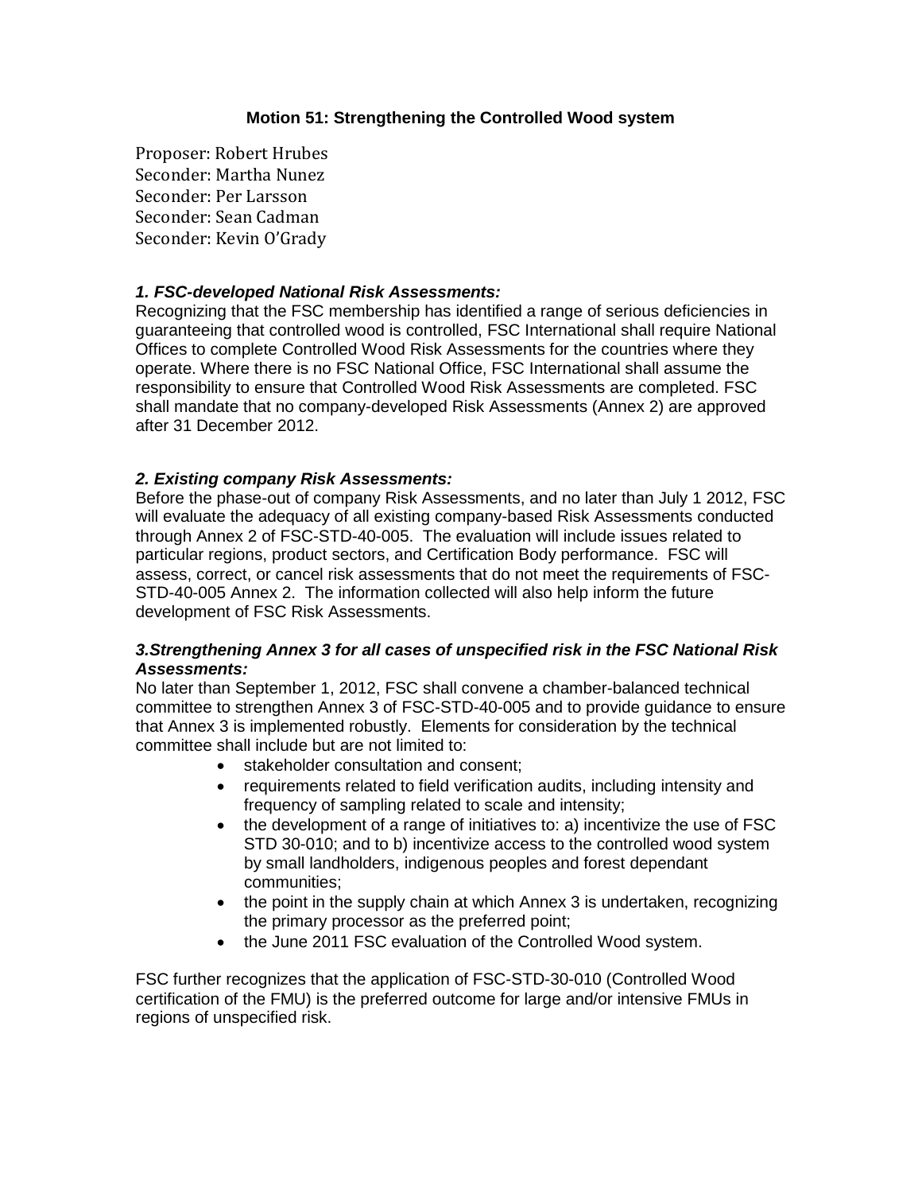# Motion 51: Strengthening the Controlled Wood system

Proposer: Robert Hrubes
Seconder: Martha Nunez
Seconder: Per Larsson
Seconder: Sean Cadman
Seconder: Kevin O'Grady

### *1. FSC-developed National Risk Assessments:*

Recognizing that the FSC membership has identified a range of serious deficiencies in guaranteeing that controlled wood is controlled, FSC International shall require National Offices to complete Controlled Wood Risk Assessments for the countries where they operate. Where there is no FSC National Office, FSC International shall assume the responsibility to ensure that Controlled Wood Risk Assessments are completed. FSC shall mandate that no company-developed Risk Assessments (Annex 2) are approved after 31 December 2012.

### *2. Existing company Risk Assessments:*

Before the phase-out of company Risk Assessments, and no later than July 1 2012, FSC will evaluate the adequacy of all existing company-based Risk Assessments conducted through Annex 2 of FSC-STD-40-005. The evaluation will include issues related to particular regions, product sectors, and Certification Body performance. FSC will assess, correct, or cancel risk assessments that do not meet the requirements of FSC-STD-40-005 Annex 2. The information collected will also help inform the future development of FSC Risk Assessments.

### *3.Strengthening Annex 3 for all cases of unspecified risk in the FSC National Risk Assessments:*

No later than September 1, 2012, FSC shall convene a chamber-balanced technical committee to strengthen Annex 3 of FSC-STD-40-005 and to provide guidance to ensure that Annex 3 is implemented robustly. Elements for consideration by the technical committee shall include but are not limited to:

- stakeholder consultation and consent;
- requirements related to field verification audits, including intensity and frequency of sampling related to scale and intensity;
- the development of a range of initiatives to: a) incentivize the use of FSC STD 30-010; and to b) incentivize access to the controlled wood system by small landholders, indigenous peoples and forest dependant communities;
- the point in the supply chain at which Annex 3 is undertaken, recognizing the primary processor as the preferred point;
- the June 2011 FSC evaluation of the Controlled Wood system.

FSC further recognizes that the application of FSC-STD-30-010 (Controlled Wood certification of the FMU) is the preferred outcome for large and/or intensive FMUs in regions of unspecified risk.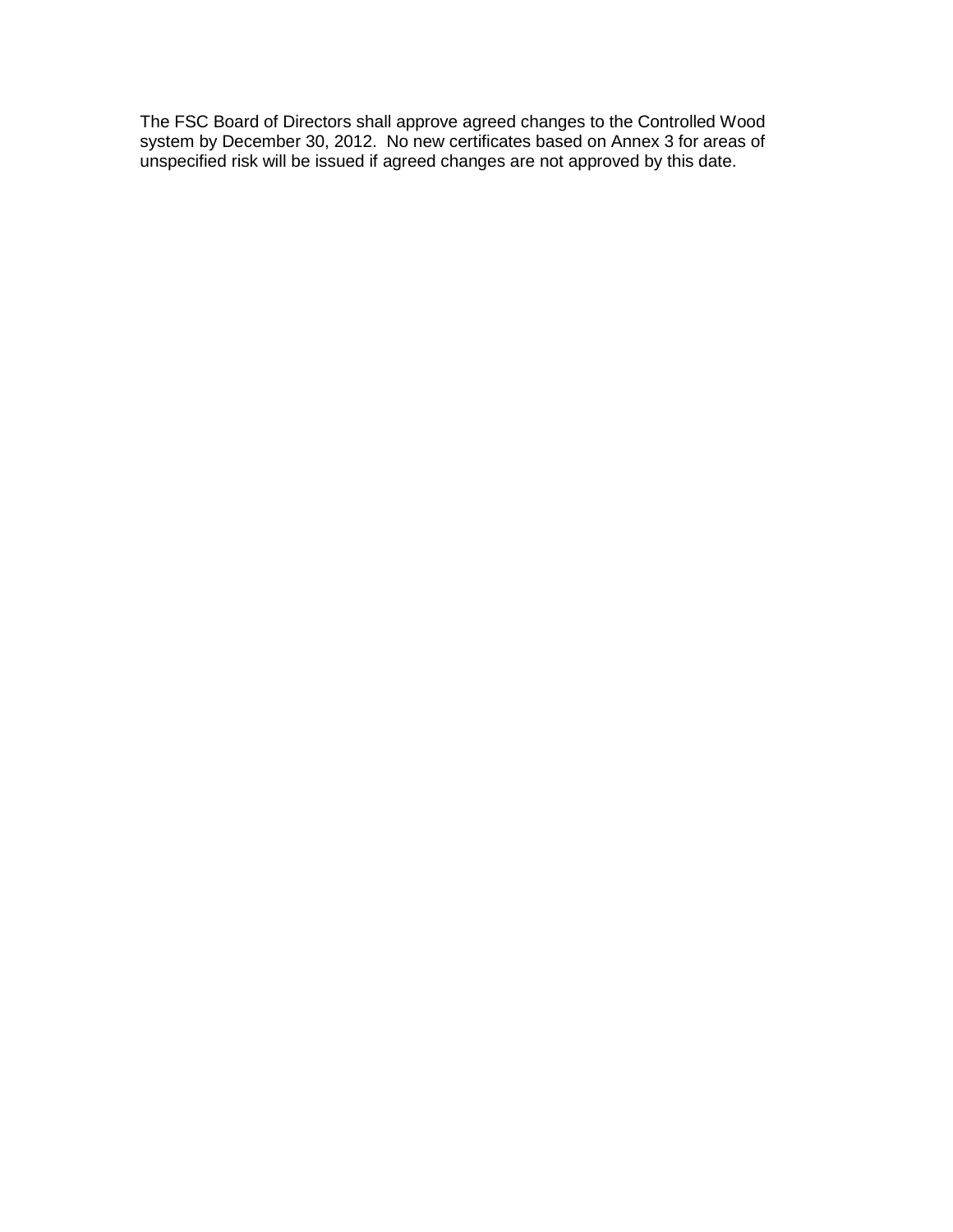The FSC Board of Directors shall approve agreed changes to the Controlled Wood system by December 30, 2012. No new certificates based on Annex 3 for areas of unspecified risk will be issued if agreed changes are not approved by this date.